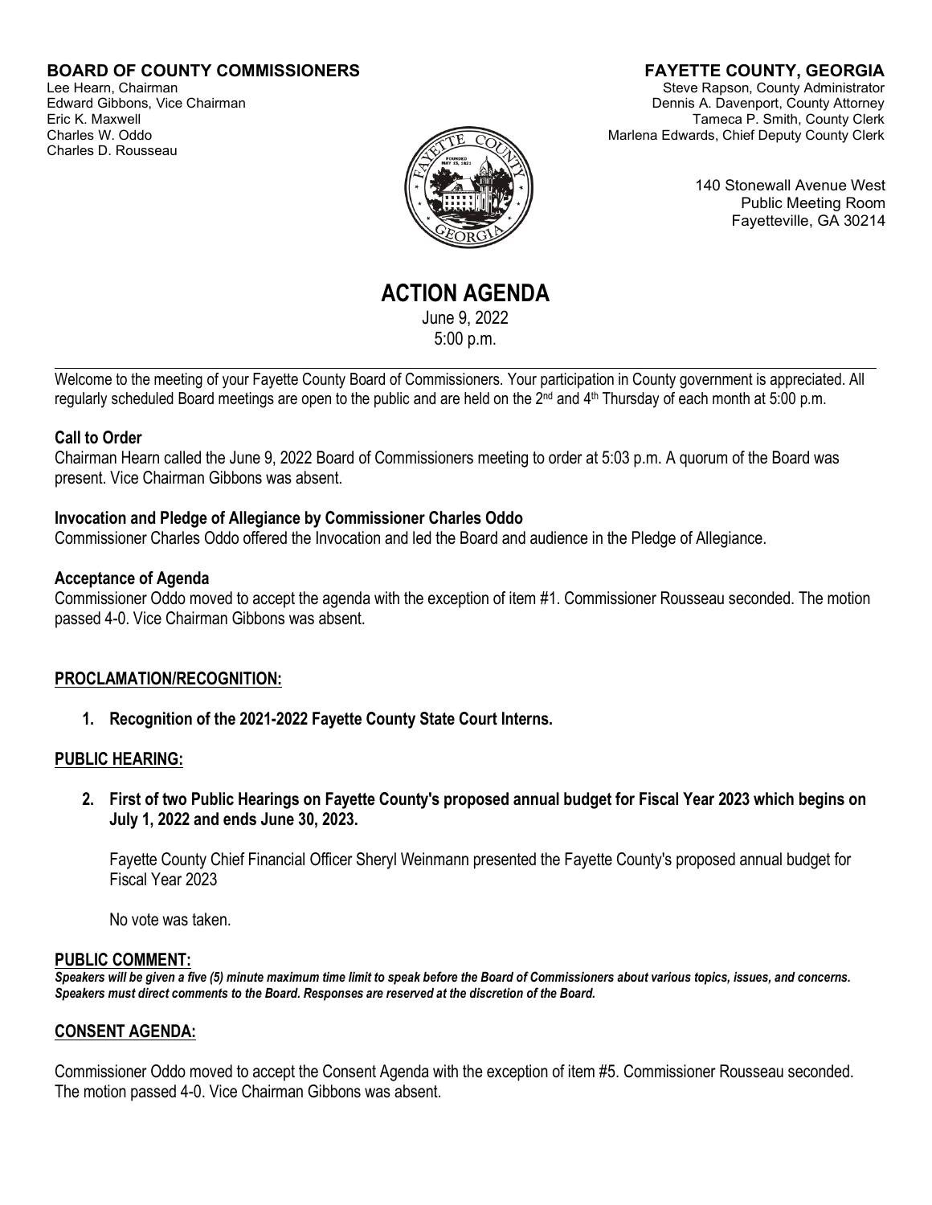**BOARD OF COUNTY COMMISSIONERS**
Lee Hearn, Chairman
Edward Gibbons, Vice Chairman
Eric K. Maxwell
Charles W. Oddo
Charles D. Rousseau

**FAYETTE COUNTY, GEORGIA**
Steve Rapson, County Administrator
Dennis A. Davenport, County Attorney
Tameca P. Smith, County Clerk
Marlena Edwards, Chief Deputy County Clerk

140 Stonewall Avenue West
Public Meeting Room
Fayetteville, GA 30214

# ACTION AGENDA

June 9, 2022
5:00 p.m.

---

Welcome to the meeting of your Fayette County Board of Commissioners. Your participation in County government is appreciated. All regularly scheduled Board meetings are open to the public and are held on the 2nd and 4th Thursday of each month at 5:00 p.m.

**Call to Order**

Chairman Hearn called the June 9, 2022 Board of Commissioners meeting to order at 5:03 p.m. A quorum of the Board was present. Vice Chairman Gibbons was absent.

**Invocation and Pledge of Allegiance by Commissioner Charles Oddo**

Commissioner Charles Oddo offered the Invocation and led the Board and audience in the Pledge of Allegiance.

**Acceptance of Agenda**

Commissioner Oddo moved to accept the agenda with the exception of item #1. Commissioner Rousseau seconded. The motion passed 4-0. Vice Chairman Gibbons was absent.

**PROCLAMATION/RECOGNITION:**

1. **Recognition of the 2021-2022 Fayette County State Court Interns.**

**PUBLIC HEARING:**

2. **First of two Public Hearings on Fayette County's proposed annual budget for Fiscal Year 2023 which begins on July 1, 2022 and ends June 30, 2023.**

   Fayette County Chief Financial Officer Sheryl Weinmann presented the Fayette County's proposed annual budget for Fiscal Year 2023

   No vote was taken.

**PUBLIC COMMENT:**

***Speakers will be given a five (5) minute maximum time limit to speak before the Board of Commissioners about various topics, issues, and concerns. Speakers must direct comments to the Board. Responses are reserved at the discretion of the Board.***

**CONSENT AGENDA:**

Commissioner Oddo moved to accept the Consent Agenda with the exception of item #5. Commissioner Rousseau seconded. The motion passed 4-0. Vice Chairman Gibbons was absent.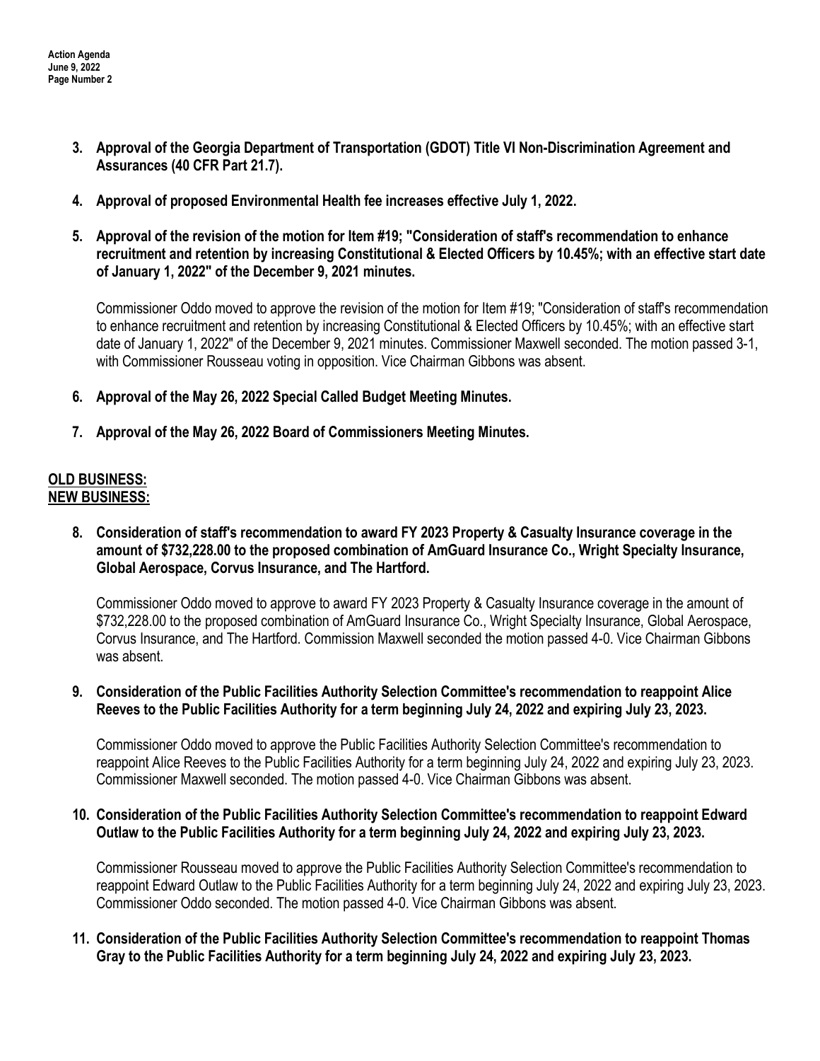3. **Approval of the Georgia Department of Transportation (GDOT) Title VI Non-Discrimination Agreement and Assurances (40 CFR Part 21.7).**

4. **Approval of proposed Environmental Health fee increases effective July 1, 2022.**

5. **Approval of the revision of the motion for Item #19; "Consideration of staff's recommendation to enhance recruitment and retention by increasing Constitutional & Elected Officers by 10.45%; with an effective start date of January 1, 2022" of the December 9, 2021 minutes.**

   Commissioner Oddo moved to approve the revision of the motion for Item #19; "Consideration of staff's recommendation to enhance recruitment and retention by increasing Constitutional & Elected Officers by 10.45%; with an effective start date of January 1, 2022" of the December 9, 2021 minutes. Commissioner Maxwell seconded. The motion passed 3-1, with Commissioner Rousseau voting in opposition. Vice Chairman Gibbons was absent.

6. **Approval of the May 26, 2022 Special Called Budget Meeting Minutes.**

7. **Approval of the May 26, 2022 Board of Commissioners Meeting Minutes.**

**OLD BUSINESS:**

**NEW BUSINESS:**

8. **Consideration of staff's recommendation to award FY 2023 Property & Casualty Insurance coverage in the amount of $732,228.00 to the proposed combination of AmGuard Insurance Co., Wright Specialty Insurance, Global Aerospace, Corvus Insurance, and The Hartford.**

   Commissioner Oddo moved to approve to award FY 2023 Property & Casualty Insurance coverage in the amount of $732,228.00 to the proposed combination of AmGuard Insurance Co., Wright Specialty Insurance, Global Aerospace, Corvus Insurance, and The Hartford. Commission Maxwell seconded the motion passed 4-0. Vice Chairman Gibbons was absent.

9. **Consideration of the Public Facilities Authority Selection Committee's recommendation to reappoint Alice Reeves to the Public Facilities Authority for a term beginning July 24, 2022 and expiring July 23, 2023.**

   Commissioner Oddo moved to approve the Public Facilities Authority Selection Committee's recommendation to reappoint Alice Reeves to the Public Facilities Authority for a term beginning July 24, 2022 and expiring July 23, 2023. Commissioner Maxwell seconded. The motion passed 4-0. Vice Chairman Gibbons was absent.

10. **Consideration of the Public Facilities Authority Selection Committee's recommendation to reappoint Edward Outlaw to the Public Facilities Authority for a term beginning July 24, 2022 and expiring July 23, 2023.**

    Commissioner Rousseau moved to approve the Public Facilities Authority Selection Committee's recommendation to reappoint Edward Outlaw to the Public Facilities Authority for a term beginning July 24, 2022 and expiring July 23, 2023. Commissioner Oddo seconded. The motion passed 4-0. Vice Chairman Gibbons was absent.

11. **Consideration of the Public Facilities Authority Selection Committee's recommendation to reappoint Thomas Gray to the Public Facilities Authority for a term beginning July 24, 2022 and expiring July 23, 2023.**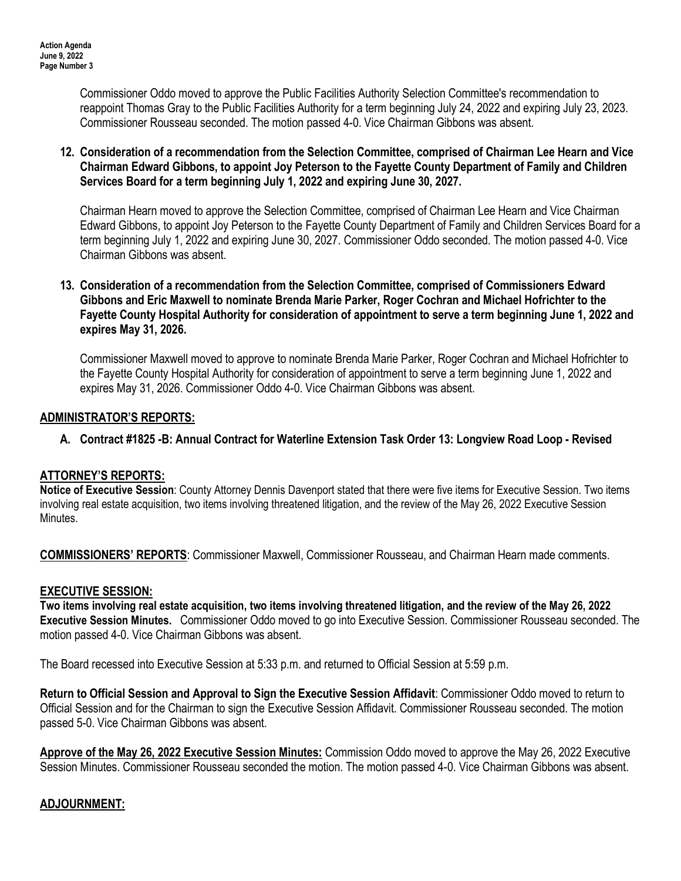Commissioner Oddo moved to approve the Public Facilities Authority Selection Committee's recommendation to reappoint Thomas Gray to the Public Facilities Authority for a term beginning July 24, 2022 and expiring July 23, 2023. Commissioner Rousseau seconded. The motion passed 4-0. Vice Chairman Gibbons was absent.

**12. Consideration of a recommendation from the Selection Committee, comprised of Chairman Lee Hearn and Vice Chairman Edward Gibbons, to appoint Joy Peterson to the Fayette County Department of Family and Children Services Board for a term beginning July 1, 2022 and expiring June 30, 2027.**

Chairman Hearn moved to approve the Selection Committee, comprised of Chairman Lee Hearn and Vice Chairman Edward Gibbons, to appoint Joy Peterson to the Fayette County Department of Family and Children Services Board for a term beginning July 1, 2022 and expiring June 30, 2027. Commissioner Oddo seconded. The motion passed 4-0. Vice Chairman Gibbons was absent.

**13. Consideration of a recommendation from the Selection Committee, comprised of Commissioners Edward Gibbons and Eric Maxwell to nominate Brenda Marie Parker, Roger Cochran and Michael Hofrichter to the Fayette County Hospital Authority for consideration of appointment to serve a term beginning June 1, 2022 and expires May 31, 2026.**

Commissioner Maxwell moved to approve to nominate Brenda Marie Parker, Roger Cochran and Michael Hofrichter to the Fayette County Hospital Authority for consideration of appointment to serve a term beginning June 1, 2022 and expires May 31, 2026. Commissioner Oddo 4-0. Vice Chairman Gibbons was absent.

## ADMINISTRATOR'S REPORTS:

**A. Contract #1825 -B: Annual Contract for Waterline Extension Task Order 13: Longview Road Loop - Revised**

## ATTORNEY'S REPORTS:

**Notice of Executive Session**: County Attorney Dennis Davenport stated that there were five items for Executive Session. Two items involving real estate acquisition, two items involving threatened litigation, and the review of the May 26, 2022 Executive Session Minutes.

**COMMISSIONERS' REPORTS**: Commissioner Maxwell, Commissioner Rousseau, and Chairman Hearn made comments.

## EXECUTIVE SESSION:

**Two items involving real estate acquisition, two items involving threatened litigation, and the review of the May 26, 2022 Executive Session Minutes.** Commissioner Oddo moved to go into Executive Session. Commissioner Rousseau seconded. The motion passed 4-0. Vice Chairman Gibbons was absent.

The Board recessed into Executive Session at 5:33 p.m. and returned to Official Session at 5:59 p.m.

**Return to Official Session and Approval to Sign the Executive Session Affidavit**: Commissioner Oddo moved to return to Official Session and for the Chairman to sign the Executive Session Affidavit. Commissioner Rousseau seconded. The motion passed 5-0. Vice Chairman Gibbons was absent.

**Approve of the May 26, 2022 Executive Session Minutes:** Commission Oddo moved to approve the May 26, 2022 Executive Session Minutes. Commissioner Rousseau seconded the motion. The motion passed 4-0. Vice Chairman Gibbons was absent.

## ADJOURNMENT: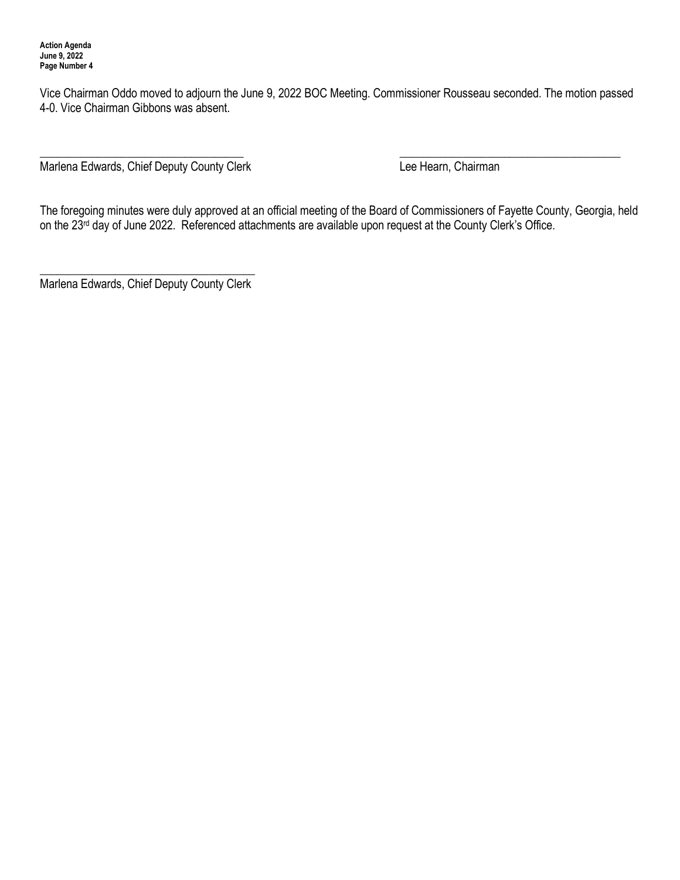Vice Chairman Oddo moved to adjourn the June 9, 2022 BOC Meeting. Commissioner Rousseau seconded. The motion passed 4-0. Vice Chairman Gibbons was absent.

___________________________________ ___________________________________

Marlena Edwards, Chief Deputy County Clerk Lee Hearn, Chairman

The foregoing minutes were duly approved at an official meeting of the Board of Commissioners of Fayette County, Georgia, held on the 23rd day of June 2022. Referenced attachments are available upon request at the County Clerk's Office.

___________________________________

Marlena Edwards, Chief Deputy County Clerk